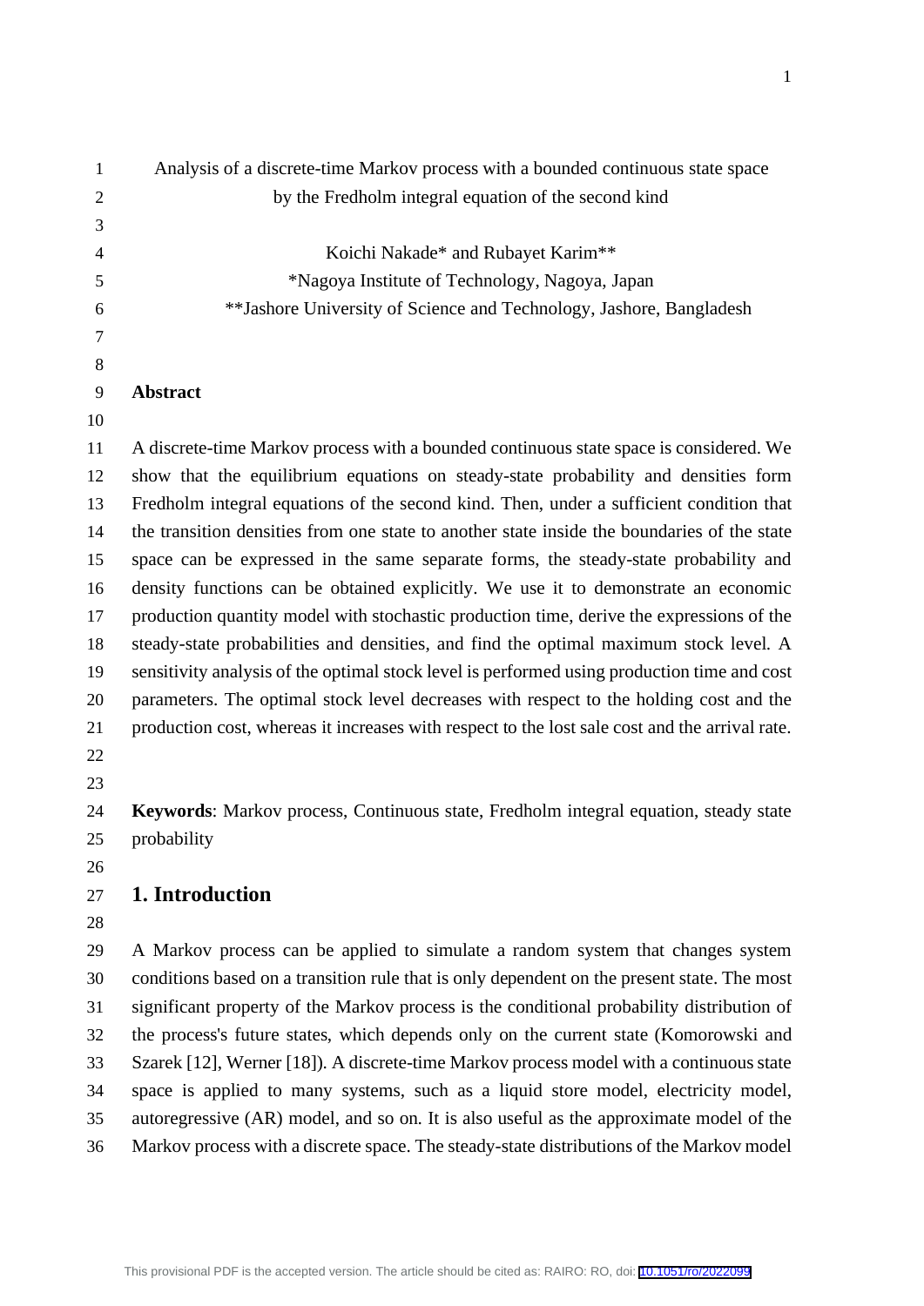# Analysis of a discrete-time Markov process with a bounded continuous state space by the Fredholm integral equation of the second kind

Koichi Nakade* and Rubayet Karim**

*Nagoya Institute of Technology, Nagoya, Japan

**Jashore University of Science and Technology, Jashore, Bangladesh

## Abstract

A discrete-time Markov process with a bounded continuous state space is considered. We show that the equilibrium equations on steady-state probability and densities form Fredholm integral equations of the second kind. Then, under a sufficient condition that the transition densities from one state to another state inside the boundaries of the state space can be expressed in the same separate forms, the steady-state probability and density functions can be obtained explicitly. We use it to demonstrate an economic production quantity model with stochastic production time, derive the expressions of the steady-state probabilities and densities, and find the optimal maximum stock level. A sensitivity analysis of the optimal stock level is performed using production time and cost parameters. The optimal stock level decreases with respect to the holding cost and the production cost, whereas it increases with respect to the lost sale cost and the arrival rate.

**Keywords**: Markov process, Continuous state, Fredholm integral equation, steady state probability

## 1. Introduction

A Markov process can be applied to simulate a random system that changes system conditions based on a transition rule that is only dependent on the present state. The most significant property of the Markov process is the conditional probability distribution of the process's future states, which depends only on the current state (Komorowski and Szarek [12], Werner [18]). A discrete-time Markov process model with a continuous state space is applied to many systems, such as a liquid store model, electricity model, autoregressive (AR) model, and so on. It is also useful as the approximate model of the Markov process with a discrete space. The steady-state distributions of the Markov model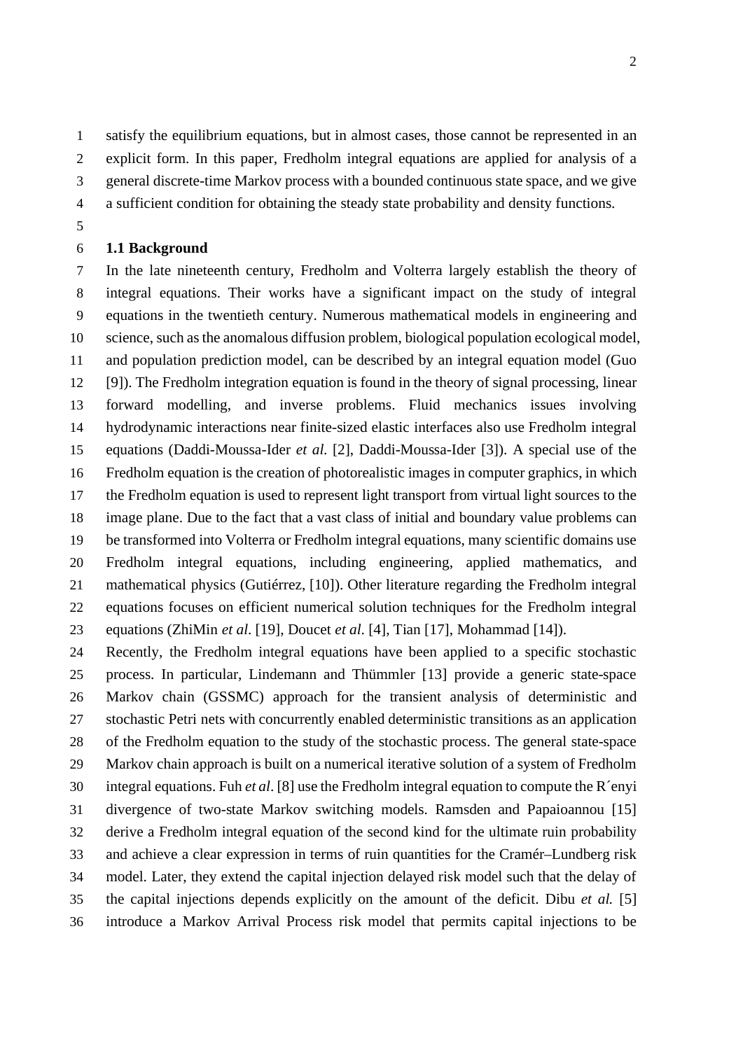satisfy the equilibrium equations, but in almost cases, those cannot be represented in an explicit form. In this paper, Fredholm integral equations are applied for analysis of a general discrete-time Markov process with a bounded continuous state space, and we give a sufficient condition for obtaining the steady state probability and density functions.

## 1.1 Background

In the late nineteenth century, Fredholm and Volterra largely establish the theory of integral equations. Their works have a significant impact on the study of integral equations in the twentieth century. Numerous mathematical models in engineering and science, such as the anomalous diffusion problem, biological population ecological model, and population prediction model, can be described by an integral equation model (Guo [9]). The Fredholm integration equation is found in the theory of signal processing, linear forward modelling, and inverse problems. Fluid mechanics issues involving hydrodynamic interactions near finite-sized elastic interfaces also use Fredholm integral equations (Daddi-Moussa-Ider *et al.* [2], Daddi-Moussa-Ider [3]). A special use of the Fredholm equation is the creation of photorealistic images in computer graphics, in which the Fredholm equation is used to represent light transport from virtual light sources to the image plane. Due to the fact that a vast class of initial and boundary value problems can be transformed into Volterra or Fredholm integral equations, many scientific domains use Fredholm integral equations, including engineering, applied mathematics, and mathematical physics (Gutiérrez, [10]). Other literature regarding the Fredholm integral equations focuses on efficient numerical solution techniques for the Fredholm integral equations (ZhiMin *et al.* [19], Doucet *et al.* [4], Tian [17], Mohammad [14]).

Recently, the Fredholm integral equations have been applied to a specific stochastic process. In particular, Lindemann and Thümmler [13] provide a generic state-space Markov chain (GSSMC) approach for the transient analysis of deterministic and stochastic Petri nets with concurrently enabled deterministic transitions as an application of the Fredholm equation to the study of the stochastic process. The general state-space Markov chain approach is built on a numerical iterative solution of a system of Fredholm integral equations. Fuh *et al*. [8] use the Fredholm integral equation to compute the R´enyi divergence of two-state Markov switching models. Ramsden and Papaioannou [15] derive a Fredholm integral equation of the second kind for the ultimate ruin probability and achieve a clear expression in terms of ruin quantities for the Cramér–Lundberg risk model. Later, they extend the capital injection delayed risk model such that the delay of the capital injections depends explicitly on the amount of the deficit. Dibu *et al.* [5] introduce a Markov Arrival Process risk model that permits capital injections to be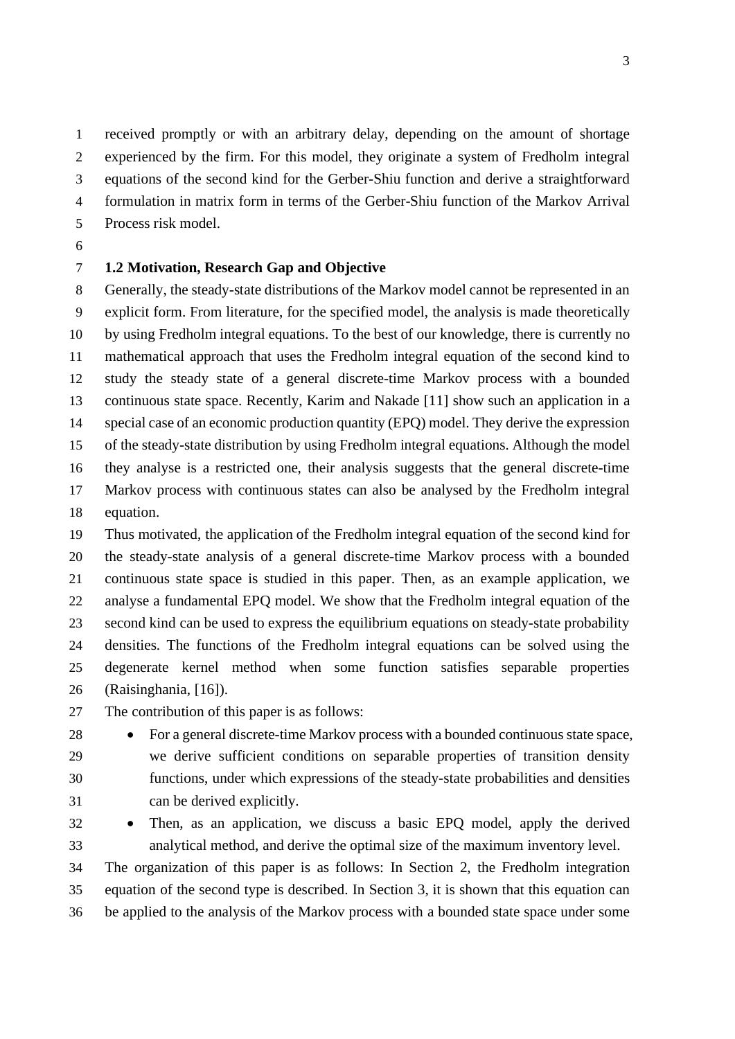received promptly or with an arbitrary delay, depending on the amount of shortage experienced by the firm. For this model, they originate a system of Fredholm integral equations of the second kind for the Gerber-Shiu function and derive a straightforward formulation in matrix form in terms of the Gerber-Shiu function of the Markov Arrival Process risk model.

### 1.2 Motivation, Research Gap and Objective

Generally, the steady-state distributions of the Markov model cannot be represented in an explicit form. From literature, for the specified model, the analysis is made theoretically by using Fredholm integral equations. To the best of our knowledge, there is currently no mathematical approach that uses the Fredholm integral equation of the second kind to study the steady state of a general discrete-time Markov process with a bounded continuous state space. Recently, Karim and Nakade [11] show such an application in a special case of an economic production quantity (EPQ) model. They derive the expression of the steady-state distribution by using Fredholm integral equations. Although the model they analyse is a restricted one, their analysis suggests that the general discrete-time Markov process with continuous states can also be analysed by the Fredholm integral equation.

Thus motivated, the application of the Fredholm integral equation of the second kind for the steady-state analysis of a general discrete-time Markov process with a bounded continuous state space is studied in this paper. Then, as an example application, we analyse a fundamental EPQ model. We show that the Fredholm integral equation of the second kind can be used to express the equilibrium equations on steady-state probability densities. The functions of the Fredholm integral equations can be solved using the degenerate kernel method when some function satisfies separable properties (Raisinghania, [16]).

The contribution of this paper is as follows:

- For a general discrete-time Markov process with a bounded continuous state space, we derive sufficient conditions on separable properties of transition density functions, under which expressions of the steady-state probabilities and densities can be derived explicitly.
- Then, as an application, we discuss a basic EPQ model, apply the derived analytical method, and derive the optimal size of the maximum inventory level.

The organization of this paper is as follows: In Section 2, the Fredholm integration equation of the second type is described. In Section 3, it is shown that this equation can be applied to the analysis of the Markov process with a bounded state space under some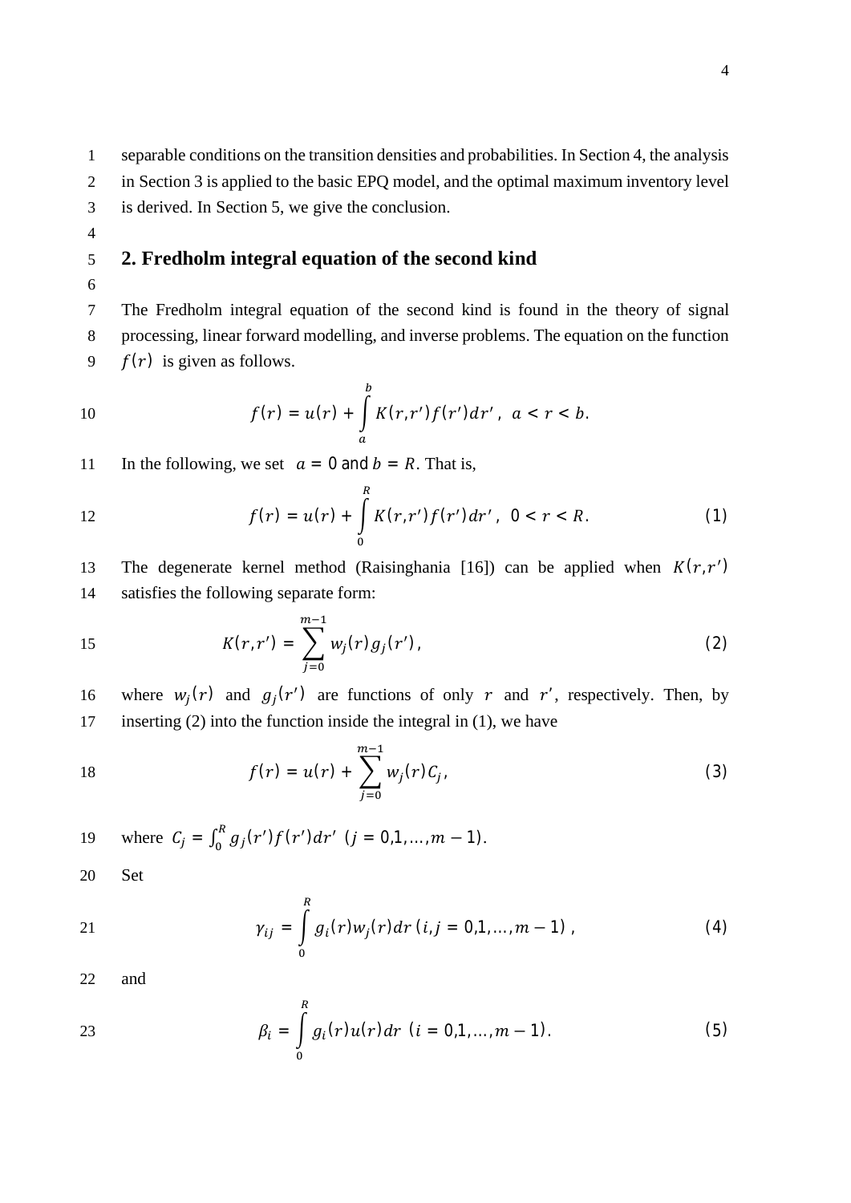separable conditions on the transition densities and probabilities. In Section 4, the analysis in Section 3 is applied to the basic EPQ model, and the optimal maximum inventory level is derived. In Section 5, we give the conclusion.

## 2. Fredholm integral equation of the second kind

The Fredholm integral equation of the second kind is found in the theory of signal processing, linear forward modelling, and inverse problems. The equation on the function $f(r)$ is given as follows.

$$f(r) = u(r) + \int_a^b K(r,r')f(r')dr', \ a < r < b.$$

In the following, we set $a = 0$ and $b = R$. That is,

$$f(r) = u(r) + \int_0^R K(r,r')f(r')dr', \ 0 < r < R. \tag{1}$$

The degenerate kernel method (Raisinghania [16]) can be applied when $K(r,r')$ satisfies the following separate form:

$$K(r,r') = \sum_{j=0}^{m-1} w_j(r)g_j(r'), \tag{2}$$

where $w_j(r)$ and $g_j(r')$ are functions of only $r$ and $r'$, respectively. Then, by inserting (2) into the function inside the integral in (1), we have

$$f(r) = u(r) + \sum_{j=0}^{m-1} w_j(r)C_j, \tag{3}$$

where $C_j = \int_0^R g_j(r')f(r')dr' \ (j = 0,1,\ldots,m-1)$.

Set

$$\gamma_{ij} = \int_0^R g_i(r)w_j(r)dr \ (i,j = 0,1,\ldots,m-1), \tag{4}$$

and

$$\beta_i = \int_0^R g_i(r)u(r)dr \ (i = 0,1,\ldots,m-1). \tag{5}$$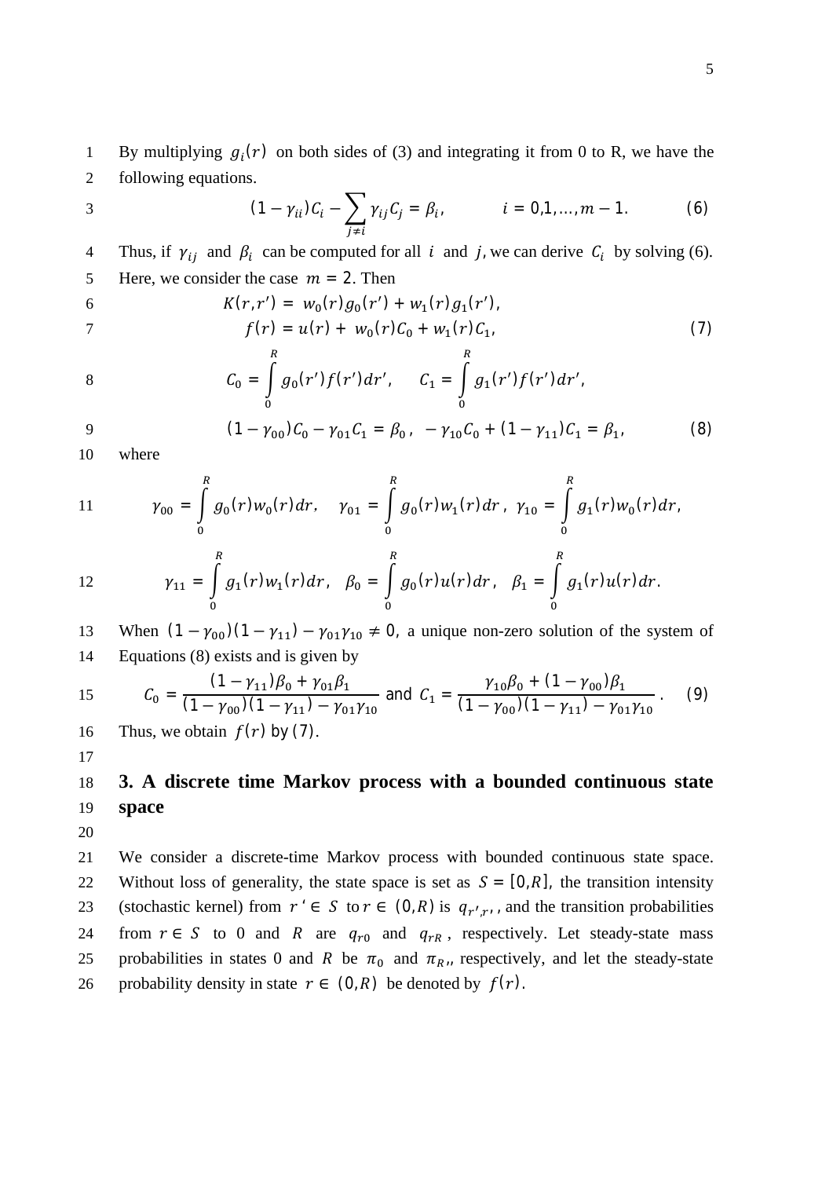By multiplying $g_i(r)$ on both sides of (3) and integrating it from 0 to R, we have the following equations.

$$(1-\gamma_{ii})C_i - \sum_{j\neq i} \gamma_{ij} C_j = \beta_i, \qquad i = 0,1,\ldots,m-1. \qquad (6)$$

Thus, if $\gamma_{ij}$ and $\beta_i$ can be computed for all $i$ and $j$, we can derive $C_i$ by solving (6). Here, we consider the case $m = 2$. Then

$$K(r,r') = w_0(r)g_0(r') + w_1(r)g_1(r'),$$

$$f(r) = u(r) + w_0(r)C_0 + w_1(r)C_1, \qquad (7)$$

$$C_0 = \int_0^R g_0(r')f(r')dr', \qquad C_1 = \int_0^R g_1(r')f(r')dr',$$

$$(1-\gamma_{00})C_0 - \gamma_{01}C_1 = \beta_0, \quad -\gamma_{10}C_0 + (1-\gamma_{11})C_1 = \beta_1, \qquad (8)$$

where

$$\gamma_{00} = \int_0^R g_0(r)w_0(r)dr, \quad \gamma_{01} = \int_0^R g_0(r)w_1(r)dr, \quad \gamma_{10} = \int_0^R g_1(r)w_0(r)dr,$$

$$\gamma_{11} = \int_0^R g_1(r)w_1(r)dr, \quad \beta_0 = \int_0^R g_0(r)u(r)dr, \quad \beta_1 = \int_0^R g_1(r)u(r)dr.$$

When $(1-\gamma_{00})(1-\gamma_{11}) - \gamma_{01}\gamma_{10} \neq 0$, a unique non-zero solution of the system of Equations (8) exists and is given by

$$C_0 = \frac{(1-\gamma_{11})\beta_0 + \gamma_{01}\beta_1}{(1-\gamma_{00})(1-\gamma_{11}) - \gamma_{01}\gamma_{10}} \text{ and } C_1 = \frac{\gamma_{10}\beta_0 + (1-\gamma_{00})\beta_1}{(1-\gamma_{00})(1-\gamma_{11}) - \gamma_{01}\gamma_{10}}. \qquad (9)$$

Thus, we obtain $f(r)$ by (7).

## 3. A discrete time Markov process with a bounded continuous state space

We consider a discrete-time Markov process with bounded continuous state space. Without loss of generality, the state space is set as $S = [0,R]$, the transition intensity (stochastic kernel) from $r' \in S$ to $r \in (0,R)$ is $q_{r',r}$, and the transition probabilities from $r \in S$ to 0 and $R$ are $q_{r0}$ and $q_{rR}$, respectively. Let steady-state mass probabilities in states 0 and $R$ be $\pi_0$ and $\pi_R$, respectively, and let the steady-state probability density in state $r \in (0,R)$ be denoted by $f(r)$.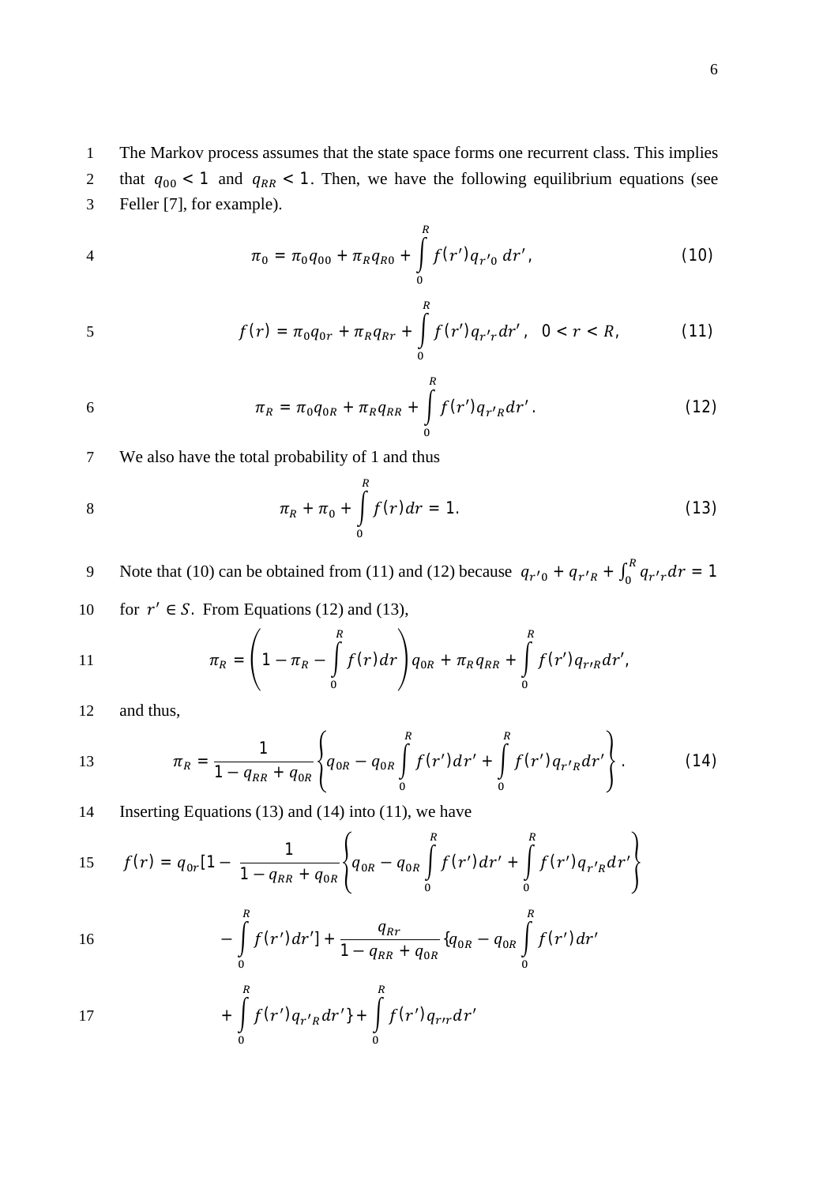The Markov process assumes that the state space forms one recurrent class. This implies that $q_{00} < 1$ and $q_{RR} < 1$. Then, we have the following equilibrium equations (see Feller [7], for example).

$$\pi_0 = \pi_0 q_{00} + \pi_R q_{R0} + \int_0^R f(r') q_{r'0}\, dr', \tag{10}$$

$$f(r) = \pi_0 q_{0r} + \pi_R q_{Rr} + \int_0^R f(r') q_{r'r} dr', \quad 0 < r < R, \tag{11}$$

$$\pi_R = \pi_0 q_{0R} + \pi_R q_{RR} + \int_0^R f(r') q_{r'R} dr'. \tag{12}$$

We also have the total probability of 1 and thus

$$\pi_R + \pi_0 + \int_0^R f(r) dr = 1. \tag{13}$$

Note that (10) can be obtained from (11) and (12) because $q_{r'0} + q_{r'R} + \int_0^R q_{r'r} dr = 1$ for $r' \in S$. From Equations (12) and (13),

$$\pi_R = \left(1 - \pi_R - \int_0^R f(r) dr\right) q_{0R} + \pi_R q_{RR} + \int_0^R f(r') q_{r'R} dr',$$

and thus,

$$\pi_R = \frac{1}{1 - q_{RR} + q_{0R}} \left\{ q_{0R} - q_{0R} \int_0^R f(r') dr' + \int_0^R f(r') q_{r'R} dr' \right\}. \tag{14}$$

Inserting Equations (13) and (14) into (11), we have

$$f(r) = q_{0r}[1 - \frac{1}{1 - q_{RR} + q_{0R}} \left\{ q_{0R} - q_{0R} \int_0^R f(r') dr' + \int_0^R f(r') q_{r'R} dr' \right\}$$

$$- \int_0^R f(r') dr'] + \frac{q_{Rr}}{1 - q_{RR} + q_{0R}} \{ q_{0R} - q_{0R} \int_0^R f(r') dr'$$

$$+ \int_0^R f(r') q_{r'R} dr' \} + \int_0^R f(r') q_{r'r} dr'$$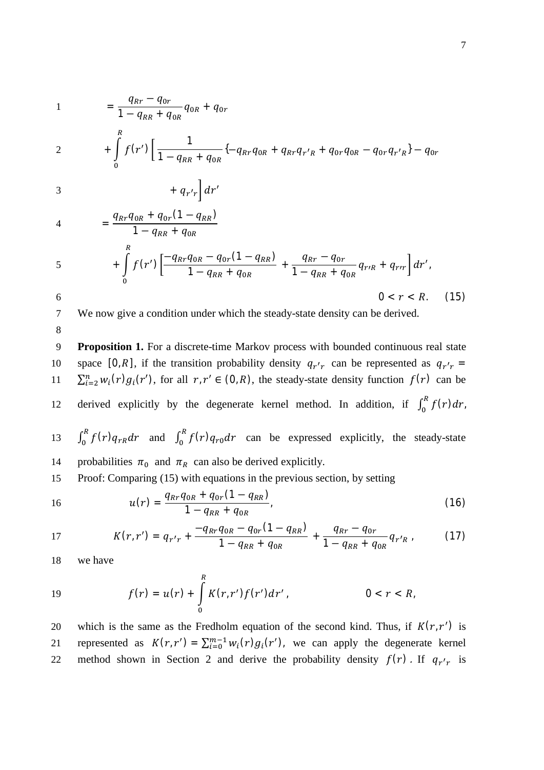$$
= \frac{q_{Rr} - q_{0r}}{1 - q_{RR} + q_{0R}} q_{0R} + q_{0r}
$$

$$
+ \int_0^R f(r') \left[ \frac{1}{1 - q_{RR} + q_{0R}} \{-q_{Rr} q_{0R} + q_{Rr} q_{r'R} + q_{0r} q_{0R} - q_{0r} q_{r'R}\} - q_{0r} + q_{r'r} \right] dr'
$$

$$
= \frac{q_{Rr} q_{0R} + q_{0r}(1 - q_{RR})}{1 - q_{RR} + q_{0R}}
$$

$$
+ \int_0^R f(r') \left[ \frac{-q_{Rr} q_{0R} - q_{0r}(1 - q_{RR})}{1 - q_{RR} + q_{0R}} + \frac{q_{Rr} - q_{0r}}{1 - q_{RR} + q_{0R}} q_{r'R} + q_{r'r} \right] dr',
$$

$$
0 < r < R. \quad (15)
$$

We now give a condition under which the steady-state density can be derived.

**Proposition 1.** For a discrete-time Markov process with bounded continuous real state space $[0, R]$, if the transition probability density $q_{r'r}$ can be represented as $q_{r'r} = \sum_{i=2}^{n} w_i(r) g_i(r')$, for all $r, r' \in (0, R)$, the steady-state density function $f(r)$ can be derived explicitly by the degenerate kernel method. In addition, if $\int_0^R f(r) dr$, $\int_0^R f(r) q_{rR} dr$ and $\int_0^R f(r) q_{r0} dr$ can be expressed explicitly, the steady-state probabilities $\pi_0$ and $\pi_R$ can also be derived explicitly.

Proof: Comparing (15) with equations in the previous section, by setting

$$
u(r) = \frac{q_{Rr} q_{0R} + q_{0r}(1 - q_{RR})}{1 - q_{RR} + q_{0R}}, \quad (16)
$$

$$
K(r, r') = q_{r'r} + \frac{-q_{Rr} q_{0R} - q_{0r}(1 - q_{RR})}{1 - q_{RR} + q_{0R}} + \frac{q_{Rr} - q_{0r}}{1 - q_{RR} + q_{0R}} q_{r'R}, \quad (17)
$$

we have

$$
f(r) = u(r) + \int_0^R K(r, r') f(r') dr', \quad 0 < r < R,
$$

which is the same as the Fredholm equation of the second kind. Thus, if $K(r, r')$ is represented as $K(r, r') = \sum_{i=0}^{m-1} w_i(r) g_i(r')$, we can apply the degenerate kernel method shown in Section 2 and derive the probability density $f(r)$. If $q_{r'r}$ is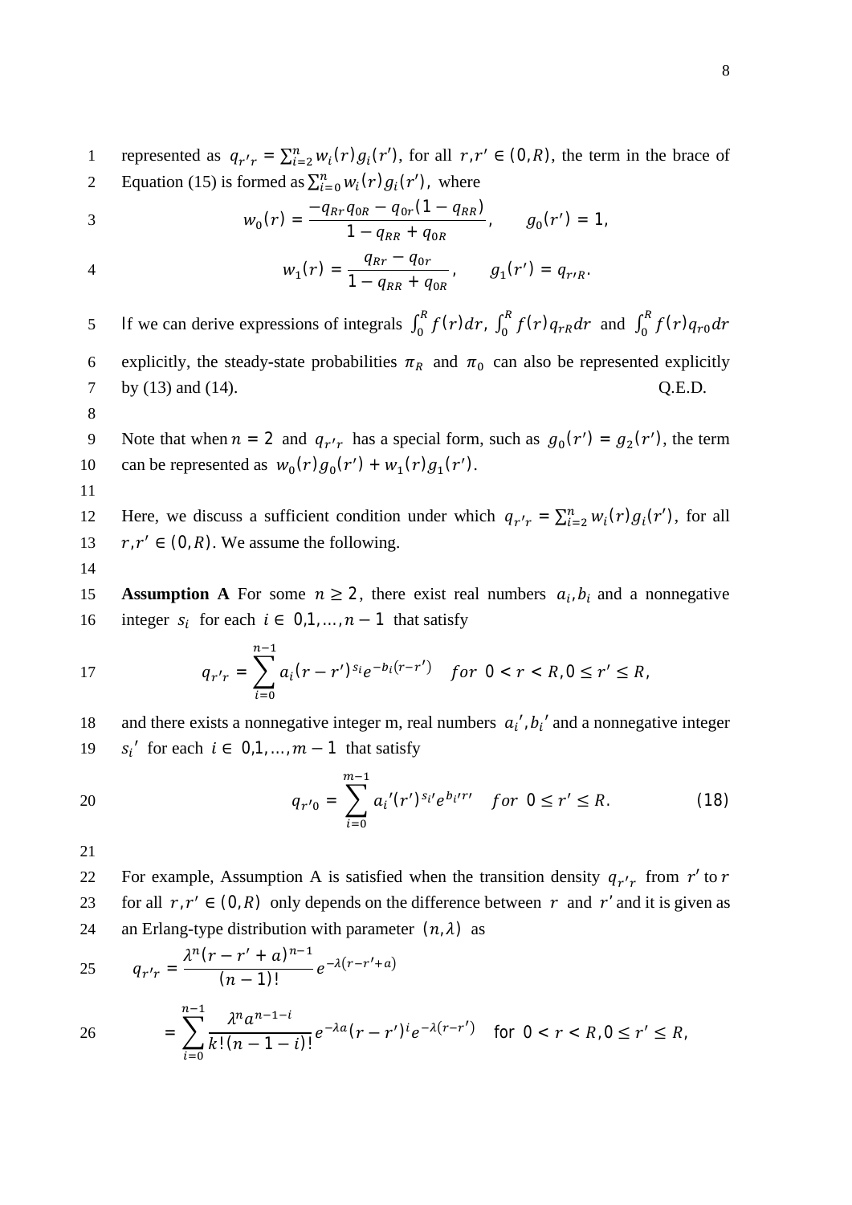represented as $q_{r'r} = \sum_{i=2}^{n} w_i(r) g_i(r')$, for all $r, r' \in (0, R)$, the term in the brace of Equation (15) is formed as $\sum_{i=0}^{n} w_i(r) g_i(r')$, where

$$w_0(r) = \frac{-q_{Rr} q_{0R} - q_{0r}(1 - q_{RR})}{1 - q_{RR} + q_{0R}}, \qquad g_0(r') = 1,$$

$$w_1(r) = \frac{q_{Rr} - q_{0r}}{1 - q_{RR} + q_{0R}}, \qquad g_1(r') = q_{r'R}.$$

If we can derive expressions of integrals $\int_0^R f(r) dr$, $\int_0^R f(r) q_{rR} dr$ and $\int_0^R f(r) q_{r0} dr$ explicitly, the steady-state probabilities $\pi_R$ and $\pi_0$ can also be represented explicitly by (13) and (14). Q.E.D.

Note that when $n = 2$ and $q_{r'r}$ has a special form, such as $g_0(r') = g_2(r')$, the term can be represented as $w_0(r) g_0(r') + w_1(r) g_1(r')$.

Here, we discuss a sufficient condition under which $q_{r'r} = \sum_{i=2}^{n} w_i(r) g_i(r')$, for all $r, r' \in (0, R)$. We assume the following.

**Assumption A** For some $n \geq 2$, there exist real numbers $a_i, b_i$ and a nonnegative integer $s_i$ for each $i \in 0,1, \ldots, n-1$ that satisfy

$$q_{r'r} = \sum_{i=0}^{n-1} a_i (r - r')^{s_i} e^{-b_i (r - r')} \quad for \;\; 0 < r < R, 0 \leq r' \leq R,$$

and there exists a nonnegative integer m, real numbers $a_i', b_i'$ and a nonnegative integer $s_i'$ for each $i \in 0,1, \ldots, m-1$ that satisfy

$$q_{r'0} = \sum_{i=0}^{m-1} a_i' (r')^{s_i'} e^{b_i' r'} \quad for \;\; 0 \leq r' \leq R. \tag{18}$$

For example, Assumption A is satisfied when the transition density $q_{r'r}$ from $r'$ to $r$ for all $r, r' \in (0, R)$ only depends on the difference between $r$ and $r'$ and it is given as an Erlang-type distribution with parameter $(n, \lambda)$ as

$$q_{r'r} = \frac{\lambda^n (r - r' + a)^{n-1}}{(n-1)!} e^{-\lambda(r - r' + a)}$$

$$= \sum_{i=0}^{n-1} \frac{\lambda^n a^{n-1-i}}{k!(n-1-i)!} e^{-\lambda a} (r - r')^i e^{-\lambda(r - r')} \quad \text{for } \; 0 < r < R, 0 \leq r' \leq R,$$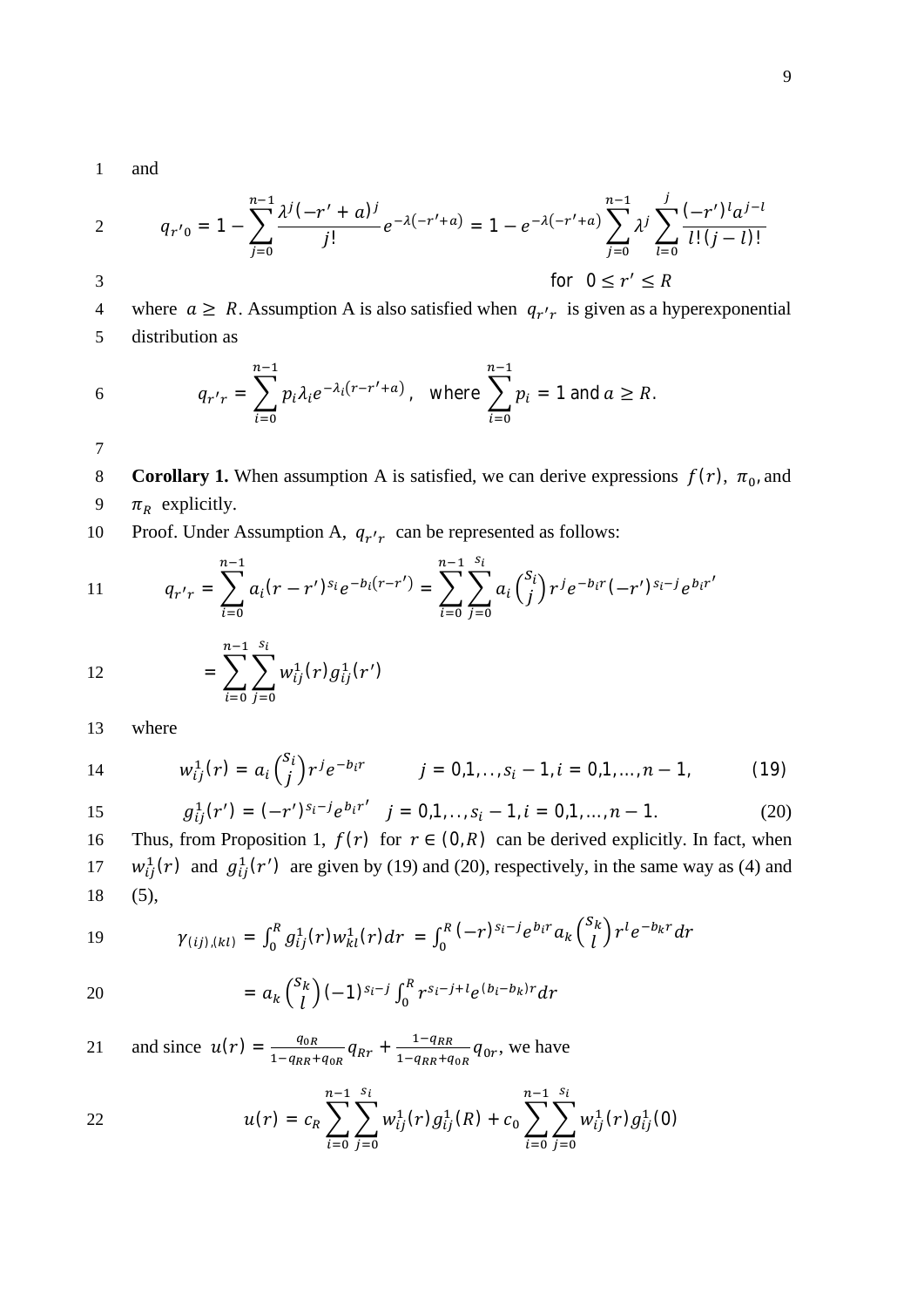and

$$q_{r'0} = 1 - \sum_{j=0}^{n-1} \frac{\lambda^j(-r'+a)^j}{j!} e^{-\lambda(-r'+a)} = 1 - e^{-\lambda(-r'+a)} \sum_{j=0}^{n-1} \lambda^j \sum_{l=0}^{j} \frac{(-r')^l a^{j-l}}{l!(j-l)!}$$

$$\text{for } \ 0 \le r' \le R$$

where $a \ge R$. Assumption A is also satisfied when $q_{r'r}$ is given as a hyperexponential distribution as

$$q_{r'r} = \sum_{i=0}^{n-1} p_i \lambda_i e^{-\lambda_i(r-r'+a)}, \quad \text{where } \sum_{i=0}^{n-1} p_i = 1 \text{ and } a \ge R.$$

**Corollary 1.** When assumption A is satisfied, we can derive expressions $f(r)$, $\pi_0$, and $\pi_R$ explicitly.

Proof. Under Assumption A, $q_{r'r}$ can be represented as follows:

$$q_{r'r} = \sum_{i=0}^{n-1} a_i (r-r')^{s_i} e^{-b_i(r-r')} = \sum_{i=0}^{n-1} \sum_{j=0}^{s_i} a_i \binom{s_i}{j} r^j e^{-b_i r} (-r')^{s_i-j} e^{b_i r'}$$

$$= \sum_{i=0}^{n-1} \sum_{j=0}^{s_i} w_{ij}^1(r) g_{ij}^1(r')$$

where

$$w_{ij}^1(r) = a_i \binom{s_i}{j} r^j e^{-b_i r} \qquad j = 0,1,..,s_i-1, i = 0,1,\ldots,n-1, \tag{19}$$

$$g_{ij}^1(r') = (-r')^{s_i-j} e^{b_i r'} \quad j = 0,1,..,s_i-1, i = 0,1,\ldots,n-1. \tag{20}$$

Thus, from Proposition 1, $f(r)$ for $r \in (0,R)$ can be derived explicitly. In fact, when $w_{ij}^1(r)$ and $g_{ij}^1(r')$ are given by (19) and (20), respectively, in the same way as (4) and (5),

$$\gamma_{(ij),(kl)} = \int_0^R g_{ij}^1(r) w_{kl}^1(r) dr = \int_0^R (-r)^{s_i-j} e^{b_i r} a_k \binom{s_k}{l} r^l e^{-b_k r} dr$$

$$= a_k \binom{s_k}{l} (-1)^{s_i-j} \int_0^R r^{s_i-j+l} e^{(b_i-b_k)r} dr$$

and since $u(r) = \frac{q_{0R}}{1-q_{RR}+q_{0R}} q_{Rr} + \frac{1-q_{RR}}{1-q_{RR}+q_{0R}} q_{0r}$, we have

$$u(r) = c_R \sum_{i=0}^{n-1} \sum_{j=0}^{s_i} w_{ij}^1(r) g_{ij}^1(R) + c_0 \sum_{i=0}^{n-1} \sum_{j=0}^{s_i} w_{ij}^1(r) g_{ij}^1(0)$$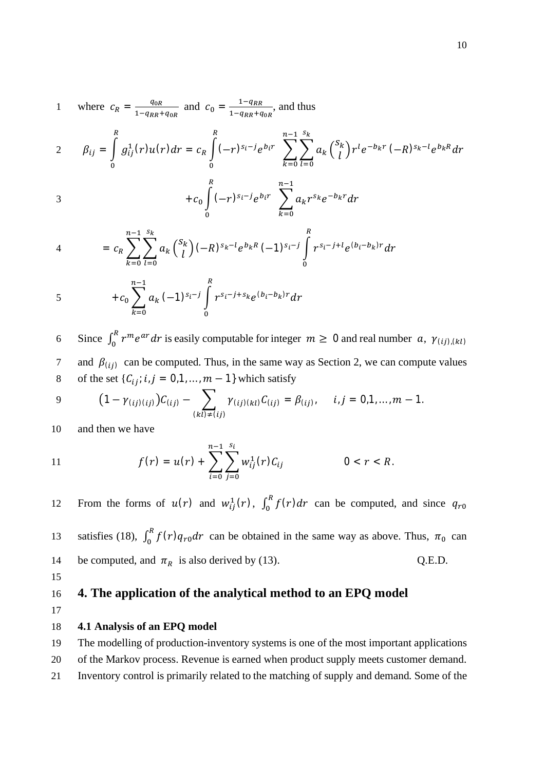where $c_R = \frac{q_{0R}}{1-q_{RR}+q_{0R}}$ and $c_0 = \frac{1-q_{RR}}{1-q_{RR}+q_{0R}}$, and thus

$$\beta_{ij} = \int_0^R g_{ij}^1(r)u(r)dr = c_R \int_0^R (-r)^{s_i-j} e^{b_i r} \sum_{k=0}^{n-1} \sum_{l=0}^{s_k} a_k \binom{s_k}{l} r^l e^{-b_k r} (-R)^{s_k-l} e^{b_k R} dr$$

$$+c_0 \int_0^R (-r)^{s_i-j} e^{b_i r} \sum_{k=0}^{n-1} a_k r^{s_k} e^{-b_k r} dr$$

$$= c_R \sum_{k=0}^{n-1} \sum_{l=0}^{s_k} a_k \binom{s_k}{l} (-R)^{s_k-l} e^{b_k R} (-1)^{s_i-j} \int_0^R r^{s_i-j+l} e^{(b_i-b_k)r} dr$$

$$+c_0 \sum_{k=0}^{n-1} a_k (-1)^{s_i-j} \int_0^R r^{s_i-j+s_k} e^{(b_i-b_k)r} dr$$

Since $\int_0^R r^m e^{ar} dr$ is easily computable for integer $m \geq 0$ and real number $a$, $\gamma_{(ij),(kl)}$ and $\beta_{(ij)}$ can be computed. Thus, in the same way as Section 2, we can compute values of the set $\{C_{ij}; i,j = 0,1,\ldots,m-1\}$ which satisfy

$$\left(1-\gamma_{(ij)(ij)}\right)C_{(ij)} - \sum_{(kl)\neq(ij)} \gamma_{(ij)(kl)} C_{(ij)} = \beta_{(ij)}, \quad i,j = 0,1,\ldots,m-1.$$

and then we have

$$f(r) = u(r) + \sum_{i=0}^{n-1} \sum_{j=0}^{s_i} w_{ij}^1(r) C_{ij} \qquad 0 < r < R.$$

From the forms of $u(r)$ and $w_{ij}^1(r)$, $\int_0^R f(r)dr$ can be computed, and since $q_{r0}$ satisfies (18), $\int_0^R f(r) q_{r0} dr$ can be obtained in the same way as above. Thus, $\pi_0$ can be computed, and $\pi_R$ is also derived by (13). Q.E.D.

## 4. The application of the analytical method to an EPQ model

### 4.1 Analysis of an EPQ model

The modelling of production-inventory systems is one of the most important applications of the Markov process. Revenue is earned when product supply meets customer demand. Inventory control is primarily related to the matching of supply and demand. Some of the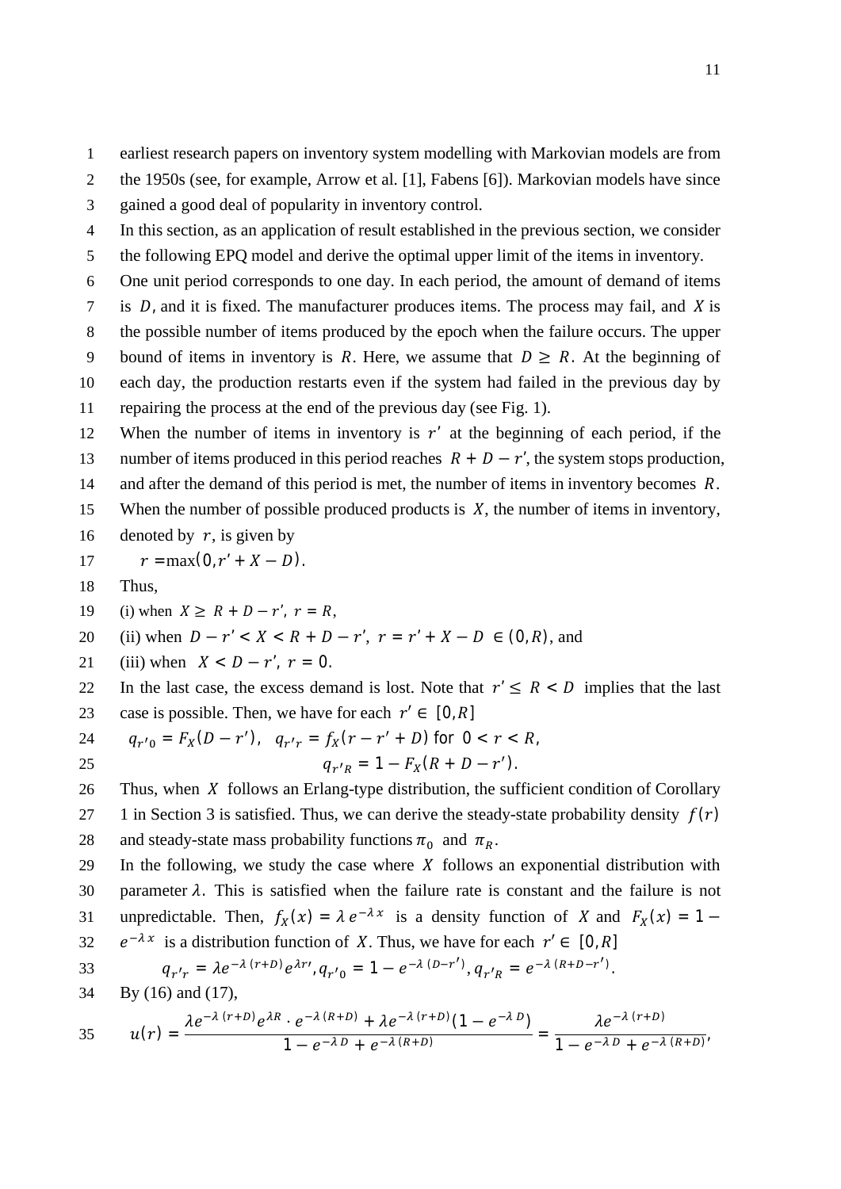earliest research papers on inventory system modelling with Markovian models are from the 1950s (see, for example, Arrow et al. [1], Fabens [6]). Markovian models have since gained a good deal of popularity in inventory control.

In this section, as an application of result established in the previous section, we consider the following EPQ model and derive the optimal upper limit of the items in inventory.

One unit period corresponds to one day. In each period, the amount of demand of items is $D$, and it is fixed. The manufacturer produces items. The process may fail, and $X$ is the possible number of items produced by the epoch when the failure occurs. The upper bound of items in inventory is $R$. Here, we assume that $D \geq R$. At the beginning of each day, the production restarts even if the system had failed in the previous day by repairing the process at the end of the previous day (see Fig. 1).

When the number of items in inventory is $r'$ at the beginning of each period, if the number of items produced in this period reaches $R + D - r'$, the system stops production, and after the demand of this period is met, the number of items in inventory becomes $R$.

When the number of possible produced products is $X$, the number of items in inventory, denoted by $r$, is given by

$$r = \max(0, r' + X - D).$$

Thus,

(i) when $X \geq R + D - r'$, $r = R$,

(ii) when $D - r' < X < R + D - r'$, $r = r' + X - D \in (0, R)$, and

(iii) when $X < D - r'$, $r = 0$.

In the last case, the excess demand is lost. Note that $r' \leq R < D$ implies that the last case is possible. Then, we have for each $r' \in [0, R]$

$$q_{r'0} = F_X(D - r'), \quad q_{r'r} = f_X(r - r' + D) \text{ for } 0 < r < R,$$

$$q_{r'R} = 1 - F_X(R + D - r').$$

Thus, when $X$ follows an Erlang-type distribution, the sufficient condition of Corollary 1 in Section 3 is satisfied. Thus, we can derive the steady-state probability density $f(r)$ and steady-state mass probability functions $\pi_0$ and $\pi_R$.

In the following, we study the case where $X$ follows an exponential distribution with parameter $\lambda$. This is satisfied when the failure rate is constant and the failure is not unpredictable. Then, $f_X(x) = \lambda e^{-\lambda x}$ is a density function of $X$ and $F_X(x) = 1 - e^{-\lambda x}$ is a distribution function of $X$. Thus, we have for each $r' \in [0, R]$

$$q_{r'r} = \lambda e^{-\lambda(r+D)} e^{\lambda r'}, q_{r'0} = 1 - e^{-\lambda(D-r')}, q_{r'R} = e^{-\lambda(R+D-r')}.$$

By (16) and (17),

$$u(r) = \frac{\lambda e^{-\lambda(r+D)} e^{\lambda R} \cdot e^{-\lambda(R+D)} + \lambda e^{-\lambda(r+D)}(1 - e^{-\lambda D})}{1 - e^{-\lambda D} + e^{-\lambda(R+D)}} = \frac{\lambda e^{-\lambda(r+D)}}{1 - e^{-\lambda D} + e^{-\lambda(R+D)}},$$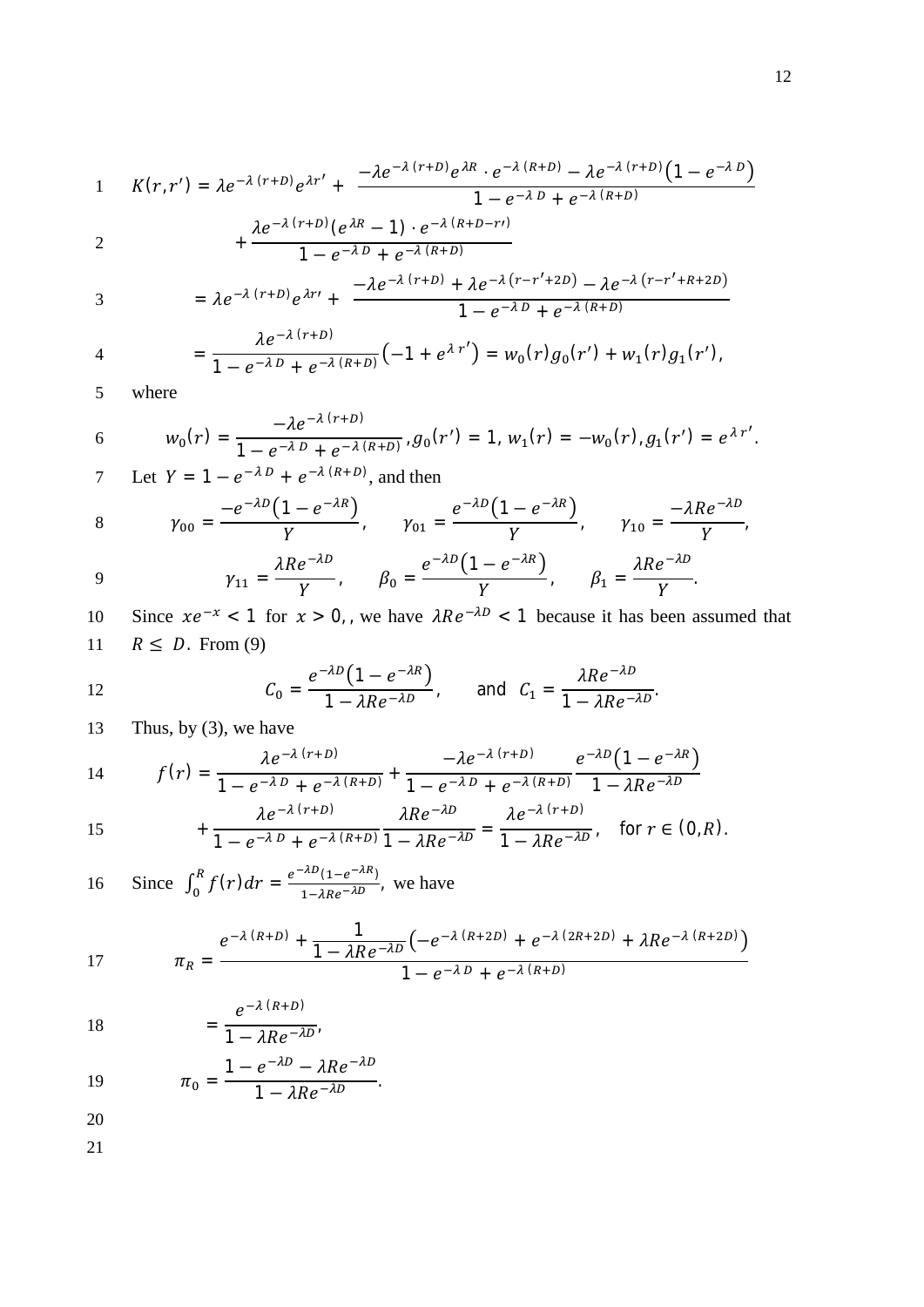$$K(r,r') = \lambda e^{-\lambda(r+D)} e^{\lambda r'} + \frac{-\lambda e^{-\lambda(r+D)} e^{\lambda R} \cdot e^{-\lambda(R+D)} - \lambda e^{-\lambda(r+D)}\left(1 - e^{-\lambda D}\right)}{1 - e^{-\lambda D} + e^{-\lambda(R+D)}}$$

$$+ \frac{\lambda e^{-\lambda(r+D)}\left(e^{\lambda R} - 1\right) \cdot e^{-\lambda(R+D-r\prime)}}{1 - e^{-\lambda D} + e^{-\lambda(R+D)}}$$

$$= \lambda e^{-\lambda(r+D)} e^{\lambda r\prime} + \frac{-\lambda e^{-\lambda(r+D)} + \lambda e^{-\lambda(r-r'+2D)} - \lambda e^{-\lambda(r-r'+R+2D)}}{1 - e^{-\lambda D} + e^{-\lambda(R+D)}}$$

$$= \frac{\lambda e^{-\lambda(r+D)}}{1 - e^{-\lambda D} + e^{-\lambda(R+D)}}\left(-1 + e^{\lambda r'}\right) = w_0(r) g_0(r') + w_1(r) g_1(r'),$$

where

$$w_0(r) = \frac{-\lambda e^{-\lambda(r+D)}}{1 - e^{-\lambda D} + e^{-\lambda(R+D)}}, g_0(r') = 1, w_1(r) = -w_0(r), g_1(r') = e^{\lambda r'}.$$

Let $Y = 1 - e^{-\lambda D} + e^{-\lambda(R+D)}$, and then

$$\gamma_{00} = \frac{-e^{-\lambda D}\left(1 - e^{-\lambda R}\right)}{Y}, \qquad \gamma_{01} = \frac{e^{-\lambda D}\left(1 - e^{-\lambda R}\right)}{Y}, \qquad \gamma_{10} = \frac{-\lambda R e^{-\lambda D}}{Y},$$

$$\gamma_{11} = \frac{\lambda R e^{-\lambda D}}{Y}, \qquad \beta_0 = \frac{e^{-\lambda D}\left(1 - e^{-\lambda R}\right)}{Y}, \qquad \beta_1 = \frac{\lambda R e^{-\lambda D}}{Y}.$$

Since $xe^{-x} < 1$ for $x > 0$, , we have $\lambda R e^{-\lambda D} < 1$ because it has been assumed that $R \le D$. From (9)

$$C_0 = \frac{e^{-\lambda D}\left(1 - e^{-\lambda R}\right)}{1 - \lambda R e^{-\lambda D}}, \qquad \text{and} \quad C_1 = \frac{\lambda R e^{-\lambda D}}{1 - \lambda R e^{-\lambda D}}.$$

Thus, by (3), we have

$$f(r) = \frac{\lambda e^{-\lambda(r+D)}}{1 - e^{-\lambda D} + e^{-\lambda(R+D)}} + \frac{-\lambda e^{-\lambda(r+D)}}{1 - e^{-\lambda D} + e^{-\lambda(R+D)}} \frac{e^{-\lambda D}\left(1 - e^{-\lambda R}\right)}{1 - \lambda R e^{-\lambda D}}$$

$$+ \frac{\lambda e^{-\lambda(r+D)}}{1 - e^{-\lambda D} + e^{-\lambda(R+D)}} \frac{\lambda R e^{-\lambda D}}{1 - \lambda R e^{-\lambda D}} = \frac{\lambda e^{-\lambda(r+D)}}{1 - \lambda R e^{-\lambda D}}, \quad \text{for } r \in (0, R).$$

Since $\int_0^R f(r)dr = \frac{e^{-\lambda D}(1 - e^{-\lambda R})}{1 - \lambda R e^{-\lambda D}}$, we have

$$\pi_R = \frac{e^{-\lambda(R+D)} + \frac{1}{1 - \lambda R e^{-\lambda D}}\left(-e^{-\lambda(R+2D)} + e^{-\lambda(2R+2D)} + \lambda R e^{-\lambda(R+2D)}\right)}{1 - e^{-\lambda D} + e^{-\lambda(R+D)}}$$

$$= \frac{e^{-\lambda(R+D)}}{1 - \lambda R e^{-\lambda D}},$$

$$\pi_0 = \frac{1 - e^{-\lambda D} - \lambda R e^{-\lambda D}}{1 - \lambda R e^{-\lambda D}}.$$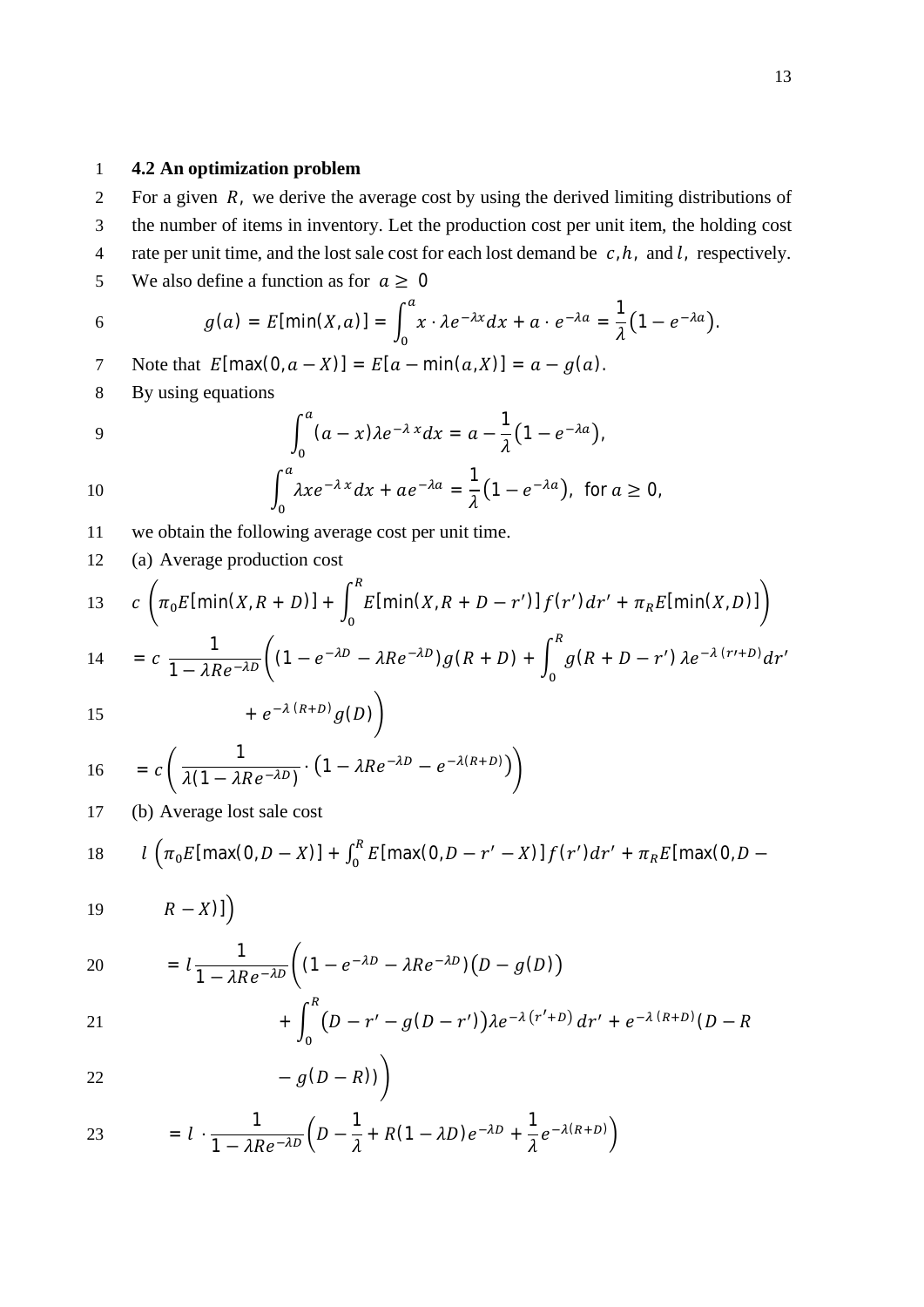### 4.2 An optimization problem

For a given $R$, we derive the average cost by using the derived limiting distributions of the number of items in inventory. Let the production cost per unit item, the holding cost rate per unit time, and the lost sale cost for each lost demand be $c, h$, and $l$, respectively. We also define a function as for $a \geq 0$

$$g(a) = E[\min(X, a)] = \int_0^a x \cdot \lambda e^{-\lambda x} dx + a \cdot e^{-\lambda a} = \frac{1}{\lambda}\left(1 - e^{-\lambda a}\right).$$

Note that $E[\max(0, a - X)] = E[a - \min(a, X)] = a - g(a)$.

By using equations

$$\int_0^a (a - x)\lambda e^{-\lambda x} dx = a - \frac{1}{\lambda}\left(1 - e^{-\lambda a}\right),$$

$$\int_0^a \lambda x e^{-\lambda x} dx + a e^{-\lambda a} = \frac{1}{\lambda}\left(1 - e^{-\lambda a}\right), \text{ for } a \geq 0,$$

we obtain the following average cost per unit time.

(a) Average production cost

$$c\left(\pi_0 E[\min(X, R + D)] + \int_0^R E[\min(X, R + D - r')] f(r') dr' + \pi_R E[\min(X, D)]\right)$$

$$= c\,\frac{1}{1 - \lambda R e^{-\lambda D}}\Bigg((1 - e^{-\lambda D} - \lambda R e^{-\lambda D}) g(R + D) + \int_0^R g(R + D - r')\,\lambda e^{-\lambda (r' + D)} dr'$$

$$+ e^{-\lambda (R + D)} g(D)\Bigg)$$

$$= c\left(\frac{1}{\lambda(1 - \lambda R e^{-\lambda D})} \cdot \left(1 - \lambda R e^{-\lambda D} - e^{-\lambda(R + D)}\right)\right)$$

(b) Average lost sale cost

$$l\left(\pi_0 E[\max(0, D - X)] + \int_0^R E[\max(0, D - r' - X)] f(r') dr' + \pi_R E[\max(0, D - R - X)]\right)$$

$$= l\,\frac{1}{1 - \lambda R e^{-\lambda D}}\Bigg((1 - e^{-\lambda D} - \lambda R e^{-\lambda D})(D - g(D))$$

$$+ \int_0^R \left(D - r' - g(D - r')\right)\lambda e^{-\lambda (r' + D)} dr' + e^{-\lambda (R + D)}(D - R$$

$$- g(D - R))\Bigg)$$

$$= l \cdot \frac{1}{1 - \lambda R e^{-\lambda D}}\left(D - \frac{1}{\lambda} + R(1 - \lambda D) e^{-\lambda D} + \frac{1}{\lambda} e^{-\lambda(R + D)}\right)$$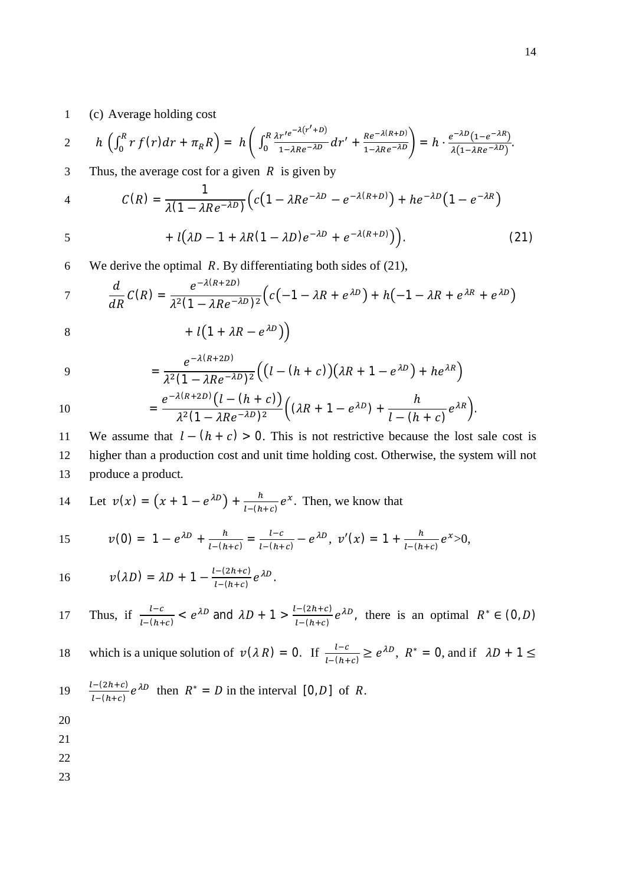(c) Average holding cost

$$h\left(\int_0^R r\,f(r)dr + \pi_R R\right) = h\left(\int_0^R \frac{\lambda r' e^{-\lambda(r'+D)}}{1-\lambda R e^{-\lambda D}}dr' + \frac{R e^{-\lambda(R+D)}}{1-\lambda R e^{-\lambda D}}\right) = h\cdot\frac{e^{-\lambda D}\left(1-e^{-\lambda R}\right)}{\lambda\left(1-\lambda R e^{-\lambda D}\right)}.$$

Thus, the average cost for a given $R$ is given by

$$C(R) = \frac{1}{\lambda(1-\lambda R e^{-\lambda D})}\Big(c\big(1-\lambda R e^{-\lambda D} - e^{-\lambda(R+D)}\big) + h e^{-\lambda D}\big(1-e^{-\lambda R}\big)$$

$$+\, l\big(\lambda D - 1 + \lambda R(1-\lambda D)e^{-\lambda D} + e^{-\lambda(R+D)}\big)\Big). \qquad (21)$$

We derive the optimal $R$. By differentiating both sides of (21),

$$\frac{d}{dR}C(R) = \frac{e^{-\lambda(R+2D)}}{\lambda^2(1-\lambda R e^{-\lambda D})^2}\Big(c\big(-1-\lambda R + e^{\lambda D}\big) + h\big(-1-\lambda R + e^{\lambda R} + e^{\lambda D}\big)$$

$$+\, l\big(1+\lambda R - e^{\lambda D}\big)\Big)$$

$$= \frac{e^{-\lambda(R+2D)}}{\lambda^2(1-\lambda R e^{-\lambda D})^2}\Big(\big(l-(h+c)\big)\big(\lambda R + 1 - e^{\lambda D}\big) + h e^{\lambda R}\Big)$$

$$= \frac{e^{-\lambda(R+2D)}\big(l-(h+c)\big)}{\lambda^2(1-\lambda R e^{-\lambda D})^2}\Big(\big(\lambda R + 1 - e^{\lambda D}\big) + \frac{h}{l-(h+c)}e^{\lambda R}\Big).$$

We assume that $l-(h+c) > 0$. This is not restrictive because the lost sale cost is higher than a production cost and unit time holding cost. Otherwise, the system will not produce a product.

Let $v(x) = \big(x + 1 - e^{\lambda D}\big) + \frac{h}{l-(h+c)}e^{x}$. Then, we know that

$$v(0) = 1 - e^{\lambda D} + \frac{h}{l-(h+c)} = \frac{l-c}{l-(h+c)} - e^{\lambda D},\ v'(x) = 1 + \frac{h}{l-(h+c)}e^{x} > 0,$$

$$v(\lambda D) = \lambda D + 1 - \frac{l-(2h+c)}{l-(h+c)}e^{\lambda D}.$$

Thus, if $\frac{l-c}{l-(h+c)} < e^{\lambda D}$ and $\lambda D + 1 > \frac{l-(2h+c)}{l-(h+c)}e^{\lambda D}$, there is an optimal $R^* \in (0, D)$ which is a unique solution of $v(\lambda R) = 0$. If $\frac{l-c}{l-(h+c)} \geq e^{\lambda D}$, $R^* = 0$, and if $\lambda D + 1 \leq \frac{l-(2h+c)}{l-(h+c)}e^{\lambda D}$ then $R^* = D$ in the interval $[0, D]$ of $R$.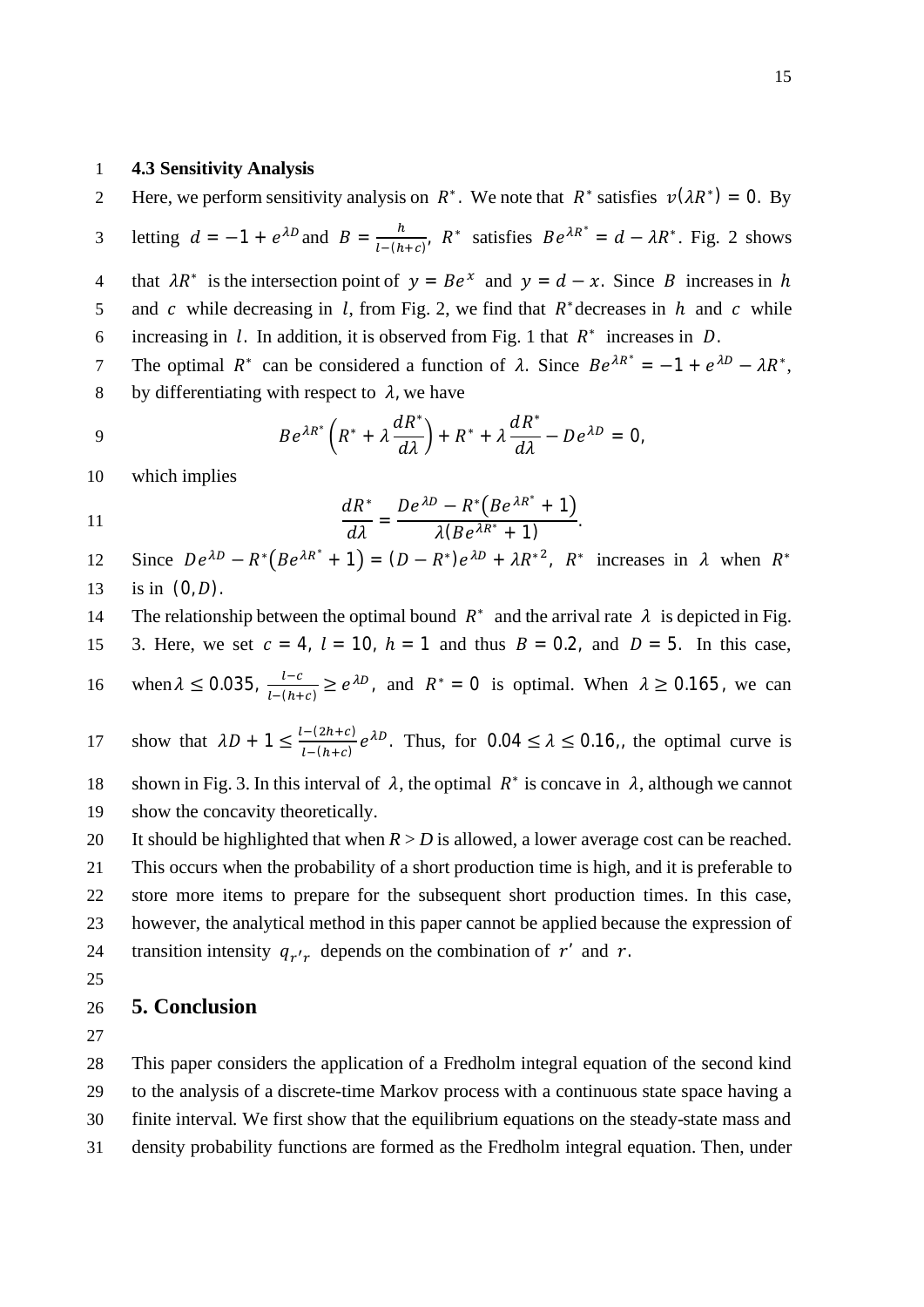### 4.3 Sensitivity Analysis

Here, we perform sensitivity analysis on $R^*$. We note that $R^*$ satisfies $v(\lambda R^*) = 0$. By letting $d = -1 + e^{\lambda D}$ and $B = \frac{h}{l-(h+c)}$, $R^*$ satisfies $Be^{\lambda R^*} = d - \lambda R^*$. Fig. 2 shows that $\lambda R^*$ is the intersection point of $y = Be^x$ and $y = d - x$. Since $B$ increases in $h$ and $c$ while decreasing in $l$, from Fig. 2, we find that $R^*$ decreases in $h$ and $c$ while increasing in $l$. In addition, it is observed from Fig. 1 that $R^*$ increases in $D$.

The optimal $R^*$ can be considered a function of $\lambda$. Since $Be^{\lambda R^*} = -1 + e^{\lambda D} - \lambda R^*$, by differentiating with respect to $\lambda$, we have

$$Be^{\lambda R^*}\left(R^* + \lambda \frac{dR^*}{d\lambda}\right) + R^* + \lambda \frac{dR^*}{d\lambda} - De^{\lambda D} = 0,$$

which implies

$$\frac{dR^*}{d\lambda} = \frac{De^{\lambda D} - R^*\left(Be^{\lambda R^*} + 1\right)}{\lambda\left(Be^{\lambda R^*} + 1\right)}.$$

Since $De^{\lambda D} - R^*\left(Be^{\lambda R^*} + 1\right) = (D - R^*)e^{\lambda D} + \lambda R^{*2}$, $R^*$ increases in $\lambda$ when $R^*$ is in $(0, D)$.

The relationship between the optimal bound $R^*$ and the arrival rate $\lambda$ is depicted in Fig. 3. Here, we set $c = 4$, $l = 10$, $h = 1$ and thus $B = 0.2$, and $D = 5$. In this case, when $\lambda \leq 0.035$, $\frac{l-c}{l-(h+c)} \geq e^{\lambda D}$, and $R^* = 0$ is optimal. When $\lambda \geq 0.165$, we can show that $\lambda D + 1 \leq \frac{l-(2h+c)}{l-(h+c)} e^{\lambda D}$. Thus, for $0.04 \leq \lambda \leq 0.16$,, the optimal curve is shown in Fig. 3. In this interval of $\lambda$, the optimal $R^*$ is concave in $\lambda$, although we cannot show the concavity theoretically.

It should be highlighted that when $R > D$ is allowed, a lower average cost can be reached. This occurs when the probability of a short production time is high, and it is preferable to store more items to prepare for the subsequent short production times. In this case, however, the analytical method in this paper cannot be applied because the expression of transition intensity $q_{r'r}$ depends on the combination of $r'$ and $r$.

## 5. Conclusion

This paper considers the application of a Fredholm integral equation of the second kind to the analysis of a discrete-time Markov process with a continuous state space having a finite interval. We first show that the equilibrium equations on the steady-state mass and density probability functions are formed as the Fredholm integral equation. Then, under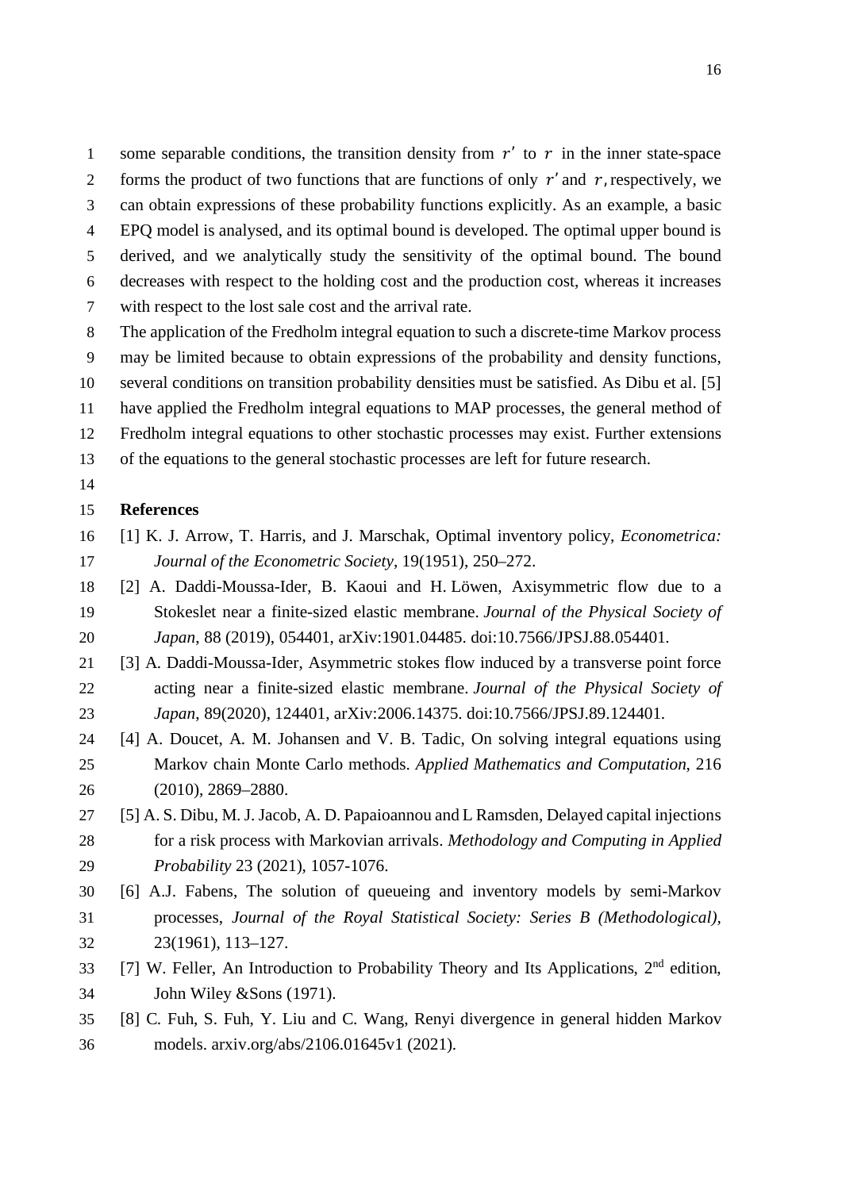some separable conditions, the transition density from $r'$ to $r$ in the inner state-space forms the product of two functions that are functions of only $r'$ and $r$, respectively, we can obtain expressions of these probability functions explicitly. As an example, a basic EPQ model is analysed, and its optimal bound is developed. The optimal upper bound is derived, and we analytically study the sensitivity of the optimal bound. The bound decreases with respect to the holding cost and the production cost, whereas it increases with respect to the lost sale cost and the arrival rate.

The application of the Fredholm integral equation to such a discrete-time Markov process may be limited because to obtain expressions of the probability and density functions, several conditions on transition probability densities must be satisfied. As Dibu et al. [5] have applied the Fredholm integral equations to MAP processes, the general method of Fredholm integral equations to other stochastic processes may exist. Further extensions of the equations to the general stochastic processes are left for future research.

## References

[1] K. J. Arrow, T. Harris, and J. Marschak, Optimal inventory policy, *Econometrica: Journal of the Econometric Society*, 19(1951), 250–272.

[2] A. Daddi-Moussa-Ider, B. Kaoui and H. Löwen, Axisymmetric flow due to a Stokeslet near a finite-sized elastic membrane. *Journal of the Physical Society of Japan*, 88 (2019), 054401, arXiv:1901.04485. doi:10.7566/JPSJ.88.054401.

[3] A. Daddi-Moussa-Ider, Asymmetric stokes flow induced by a transverse point force acting near a finite-sized elastic membrane. *Journal of the Physical Society of Japan*, 89(2020), 124401, arXiv:2006.14375. doi:10.7566/JPSJ.89.124401.

[4] A. Doucet, A. M. Johansen and V. B. Tadic, On solving integral equations using Markov chain Monte Carlo methods. *Applied Mathematics and Computation*, 216 (2010), 2869–2880.

[5] A. S. Dibu, M. J. Jacob, A. D. Papaioannou and L Ramsden, Delayed capital injections for a risk process with Markovian arrivals. *Methodology and Computing in Applied Probability* 23 (2021), 1057-1076.

[6] A.J. Fabens, The solution of queueing and inventory models by semi-Markov processes, *Journal of the Royal Statistical Society: Series B (Methodological)*, 23(1961), 113–127.

[7] W. Feller, An Introduction to Probability Theory and Its Applications, 2nd edition, John Wiley &Sons (1971).

[8] C. Fuh, S. Fuh, Y. Liu and C. Wang, Renyi divergence in general hidden Markov models. arxiv.org/abs/2106.01645v1 (2021).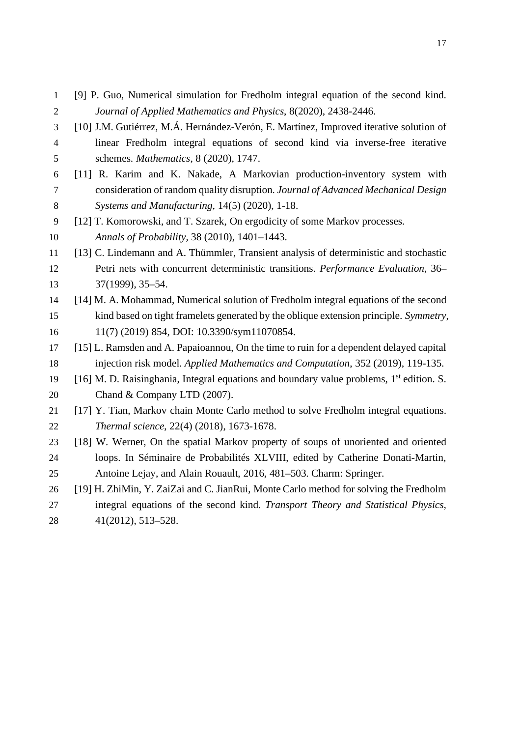[9] P. Guo, Numerical simulation for Fredholm integral equation of the second kind. *Journal of Applied Mathematics and Physics*, 8(2020), 2438-2446.

[10] J.M. Gutiérrez, M.Á. Hernández-Verón, E. Martínez, Improved iterative solution of linear Fredholm integral equations of second kind via inverse-free iterative schemes. *Mathematics*, 8 (2020), 1747.

[11] R. Karim and K. Nakade, A Markovian production-inventory system with consideration of random quality disruption. *Journal of Advanced Mechanical Design Systems and Manufacturing*, 14(5) (2020), 1-18.

[12] T. Komorowski, and T. Szarek, On ergodicity of some Markov processes. *Annals of Probability*, 38 (2010), 1401–1443.

[13] C. Lindemann and A. Thümmler, Transient analysis of deterministic and stochastic Petri nets with concurrent deterministic transitions. *Performance Evaluation*, 36–37(1999), 35–54.

[14] M. A. Mohammad, Numerical solution of Fredholm integral equations of the second kind based on tight framelets generated by the oblique extension principle. *Symmetry*, 11(7) (2019) 854, DOI: 10.3390/sym11070854.

[15] L. Ramsden and A. Papaioannou, On the time to ruin for a dependent delayed capital injection risk model. *Applied Mathematics and Computation*, 352 (2019), 119-135.

[16] M. D. Raisinghania, Integral equations and boundary value problems, 1st edition. S. Chand & Company LTD (2007).

[17] Y. Tian, Markov chain Monte Carlo method to solve Fredholm integral equations. *Thermal science*, 22(4) (2018), 1673-1678.

[18] W. Werner, On the spatial Markov property of soups of unoriented and oriented loops. In Séminaire de Probabilités XLVIII, edited by Catherine Donati-Martin, Antoine Lejay, and Alain Rouault, 2016, 481–503. Charm: Springer.

[19] H. ZhiMin, Y. ZaiZai and C. JianRui, Monte Carlo method for solving the Fredholm integral equations of the second kind. *Transport Theory and Statistical Physics*, 41(2012), 513–528.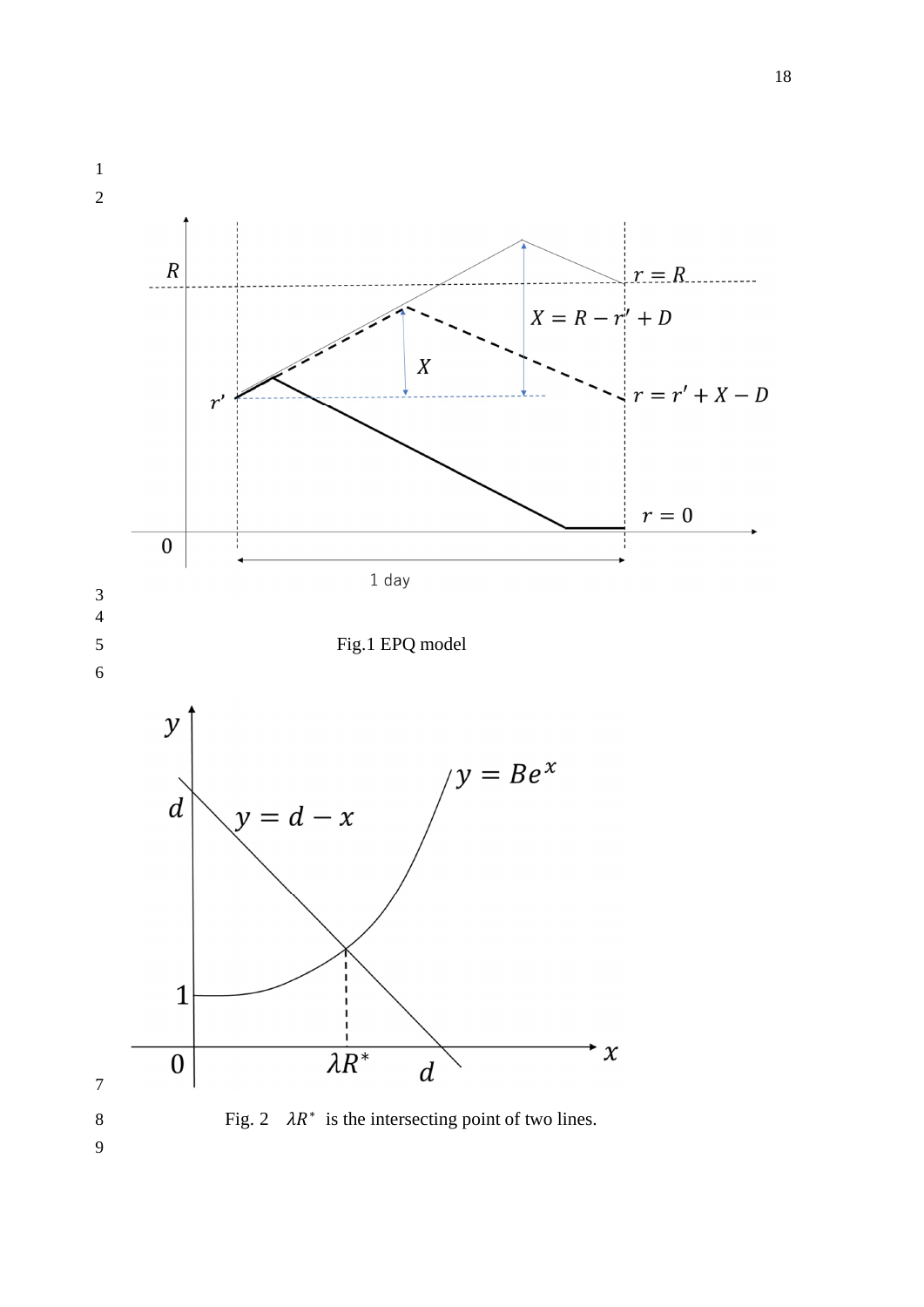Fig.1 EPQ model

Fig. 2 $\lambda R^*$ is the intersecting point of two lines.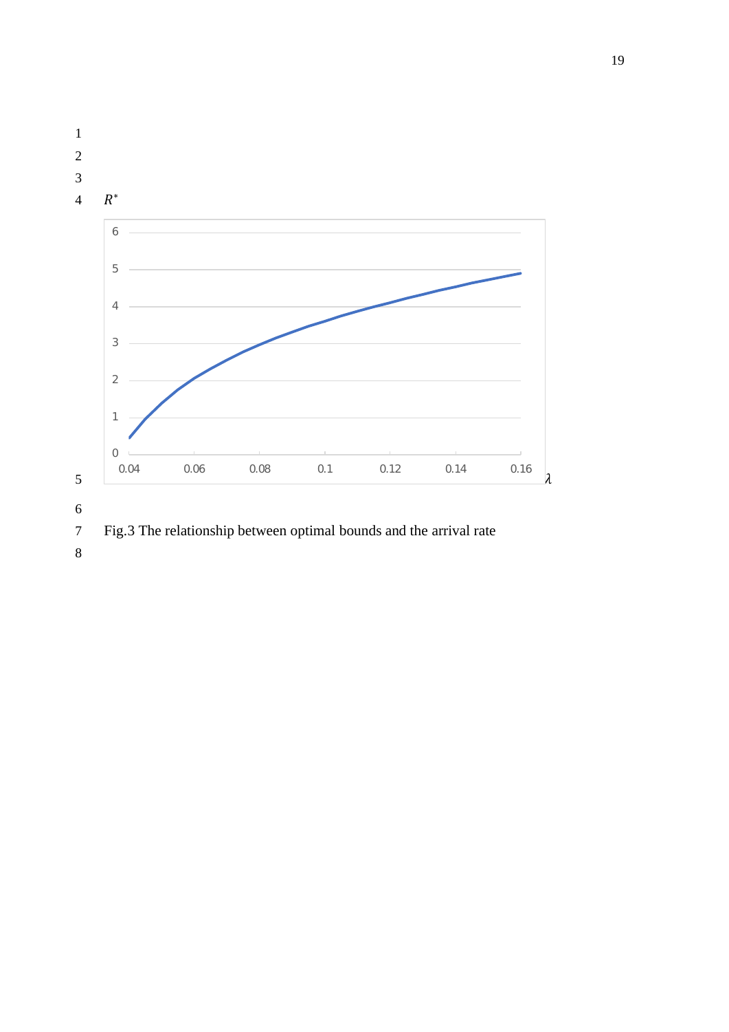$R^*$

6

5

4

3

2

1

0

0.04 0.06 0.08 0.1 0.12 0.14 0.16

$\lambda$

Fig.3 The relationship between optimal bounds and the arrival rate